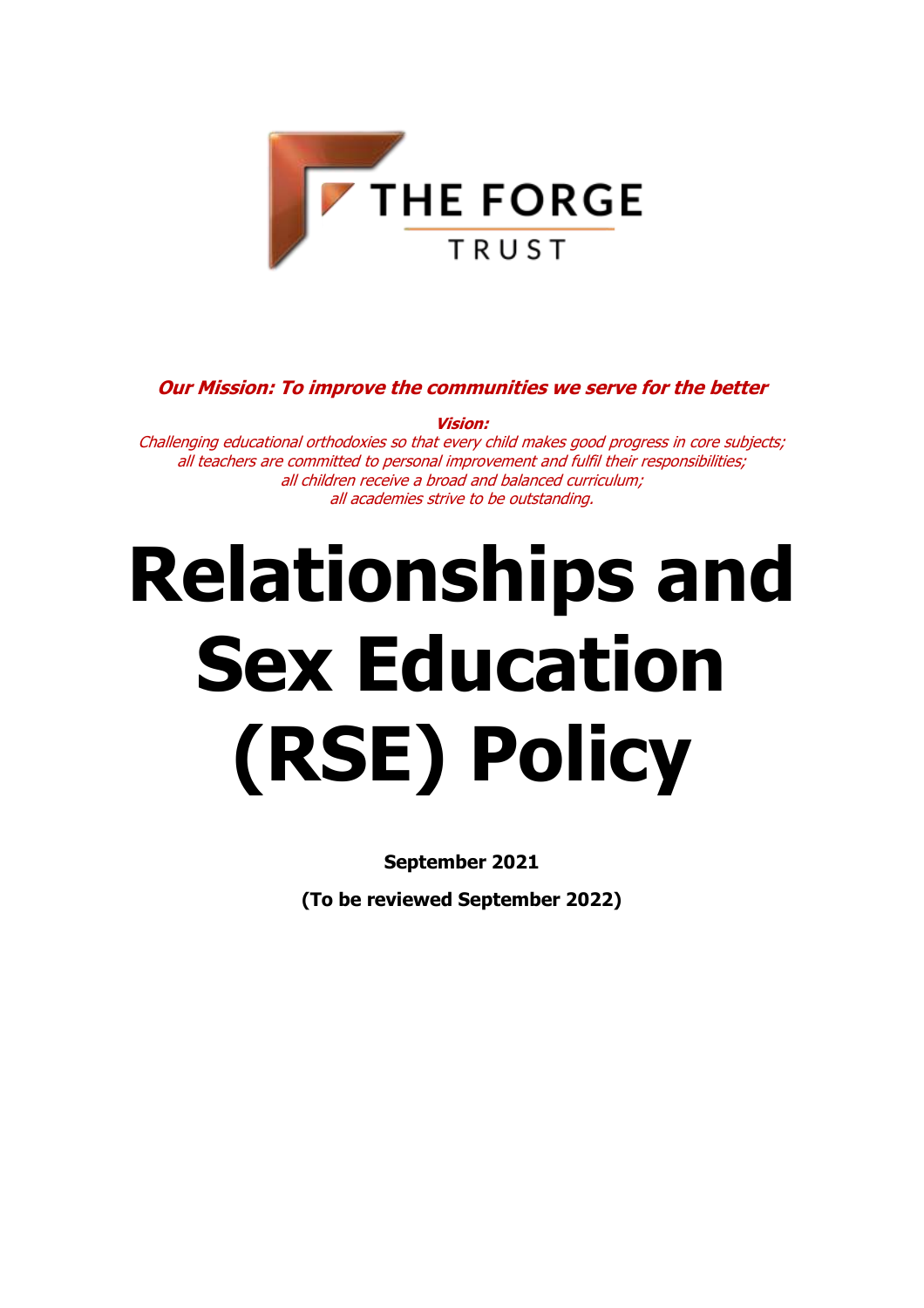THE FORGE TRUST

***Our Mission: To improve the communities we serve for the better***

***Vision:***
*Challenging educational orthodoxies so that every child makes good progress in core subjects;*
*all teachers are committed to personal improvement and fulfil their responsibilities;*
*all children receive a broad and balanced curriculum;*
*all academies strive to be outstanding.*

# Relationships and Sex Education (RSE) Policy

**September 2021**

**(To be reviewed September 2022)**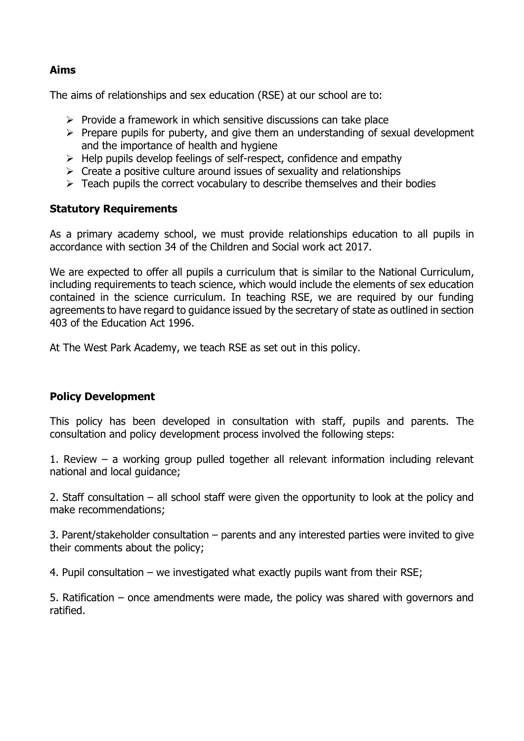## Aims

The aims of relationships and sex education (RSE) at our school are to:

- Provide a framework in which sensitive discussions can take place
- Prepare pupils for puberty, and give them an understanding of sexual development and the importance of health and hygiene
- Help pupils develop feelings of self-respect, confidence and empathy
- Create a positive culture around issues of sexuality and relationships
- Teach pupils the correct vocabulary to describe themselves and their bodies

## Statutory Requirements

As a primary academy school, we must provide relationships education to all pupils in accordance with section 34 of the Children and Social work act 2017.

We are expected to offer all pupils a curriculum that is similar to the National Curriculum, including requirements to teach science, which would include the elements of sex education contained in the science curriculum. In teaching RSE, we are required by our funding agreements to have regard to guidance issued by the secretary of state as outlined in section 403 of the Education Act 1996.

At The West Park Academy, we teach RSE as set out in this policy.

## Policy Development

This policy has been developed in consultation with staff, pupils and parents. The consultation and policy development process involved the following steps:

1. Review – a working group pulled together all relevant information including relevant national and local guidance;

2. Staff consultation – all school staff were given the opportunity to look at the policy and make recommendations;

3. Parent/stakeholder consultation – parents and any interested parties were invited to give their comments about the policy;

4. Pupil consultation – we investigated what exactly pupils want from their RSE;

5. Ratification – once amendments were made, the policy was shared with governors and ratified.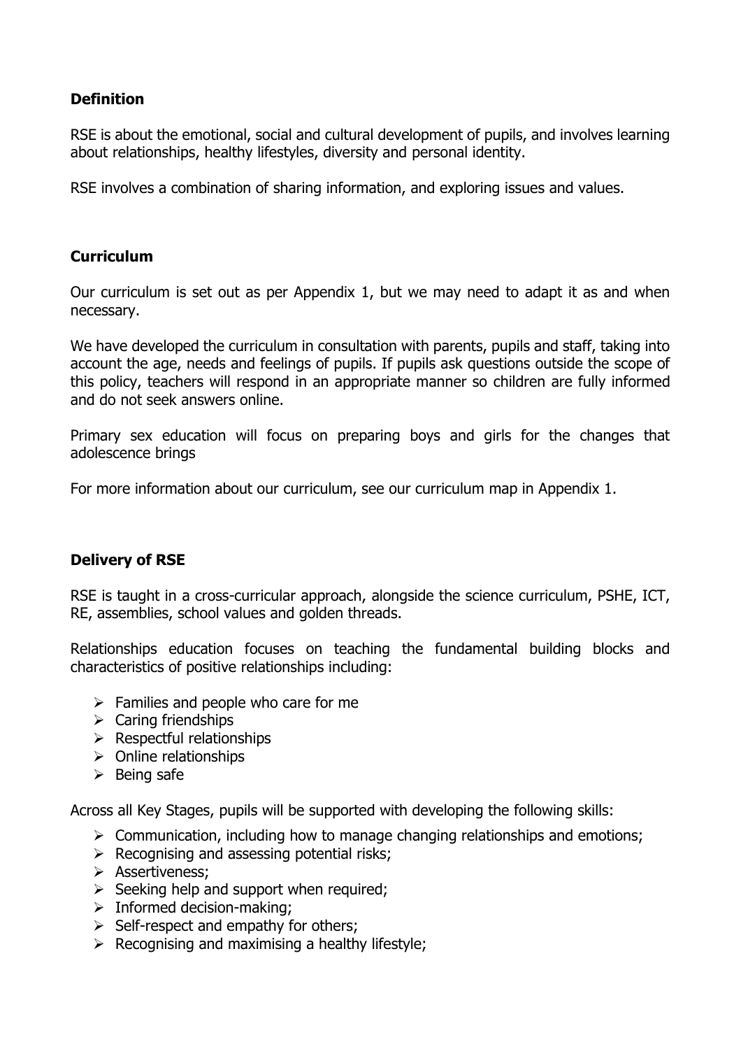**Definition**

RSE is about the emotional, social and cultural development of pupils, and involves learning about relationships, healthy lifestyles, diversity and personal identity.

RSE involves a combination of sharing information, and exploring issues and values.

**Curriculum**

Our curriculum is set out as per Appendix 1, but we may need to adapt it as and when necessary.

We have developed the curriculum in consultation with parents, pupils and staff, taking into account the age, needs and feelings of pupils. If pupils ask questions outside the scope of this policy, teachers will respond in an appropriate manner so children are fully informed and do not seek answers online.

Primary sex education will focus on preparing boys and girls for the changes that adolescence brings

For more information about our curriculum, see our curriculum map in Appendix 1.

**Delivery of RSE**

RSE is taught in a cross-curricular approach, alongside the science curriculum, PSHE, ICT, RE, assemblies, school values and golden threads.

Relationships education focuses on teaching the fundamental building blocks and characteristics of positive relationships including:

- Families and people who care for me
- Caring friendships
- Respectful relationships
- Online relationships
- Being safe

Across all Key Stages, pupils will be supported with developing the following skills:

- Communication, including how to manage changing relationships and emotions;
- Recognising and assessing potential risks;
- Assertiveness;
- Seeking help and support when required;
- Informed decision-making;
- Self-respect and empathy for others;
- Recognising and maximising a healthy lifestyle;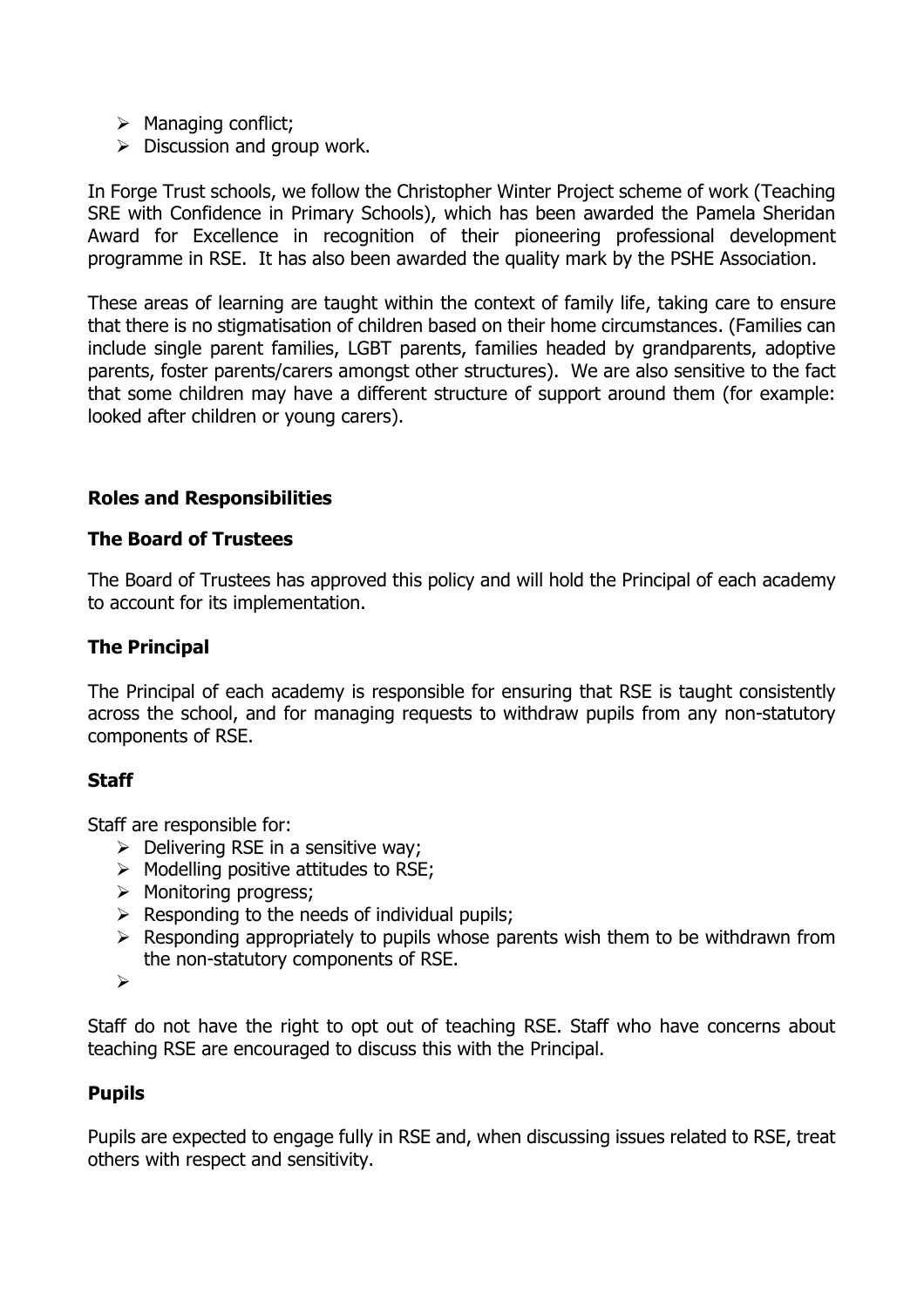- Managing conflict;
- Discussion and group work.

In Forge Trust schools, we follow the Christopher Winter Project scheme of work (Teaching SRE with Confidence in Primary Schools), which has been awarded the Pamela Sheridan Award for Excellence in recognition of their pioneering professional development programme in RSE. It has also been awarded the quality mark by the PSHE Association.

These areas of learning are taught within the context of family life, taking care to ensure that there is no stigmatisation of children based on their home circumstances. (Families can include single parent families, LGBT parents, families headed by grandparents, adoptive parents, foster parents/carers amongst other structures). We are also sensitive to the fact that some children may have a different structure of support around them (for example: looked after children or young carers).

## Roles and Responsibilities

### The Board of Trustees

The Board of Trustees has approved this policy and will hold the Principal of each academy to account for its implementation.

### The Principal

The Principal of each academy is responsible for ensuring that RSE is taught consistently across the school, and for managing requests to withdraw pupils from any non-statutory components of RSE.

### Staff

Staff are responsible for:

- Delivering RSE in a sensitive way;
- Modelling positive attitudes to RSE;
- Monitoring progress;
- Responding to the needs of individual pupils;
- Responding appropriately to pupils whose parents wish them to be withdrawn from the non-statutory components of RSE.

Staff do not have the right to opt out of teaching RSE. Staff who have concerns about teaching RSE are encouraged to discuss this with the Principal.

### Pupils

Pupils are expected to engage fully in RSE and, when discussing issues related to RSE, treat others with respect and sensitivity.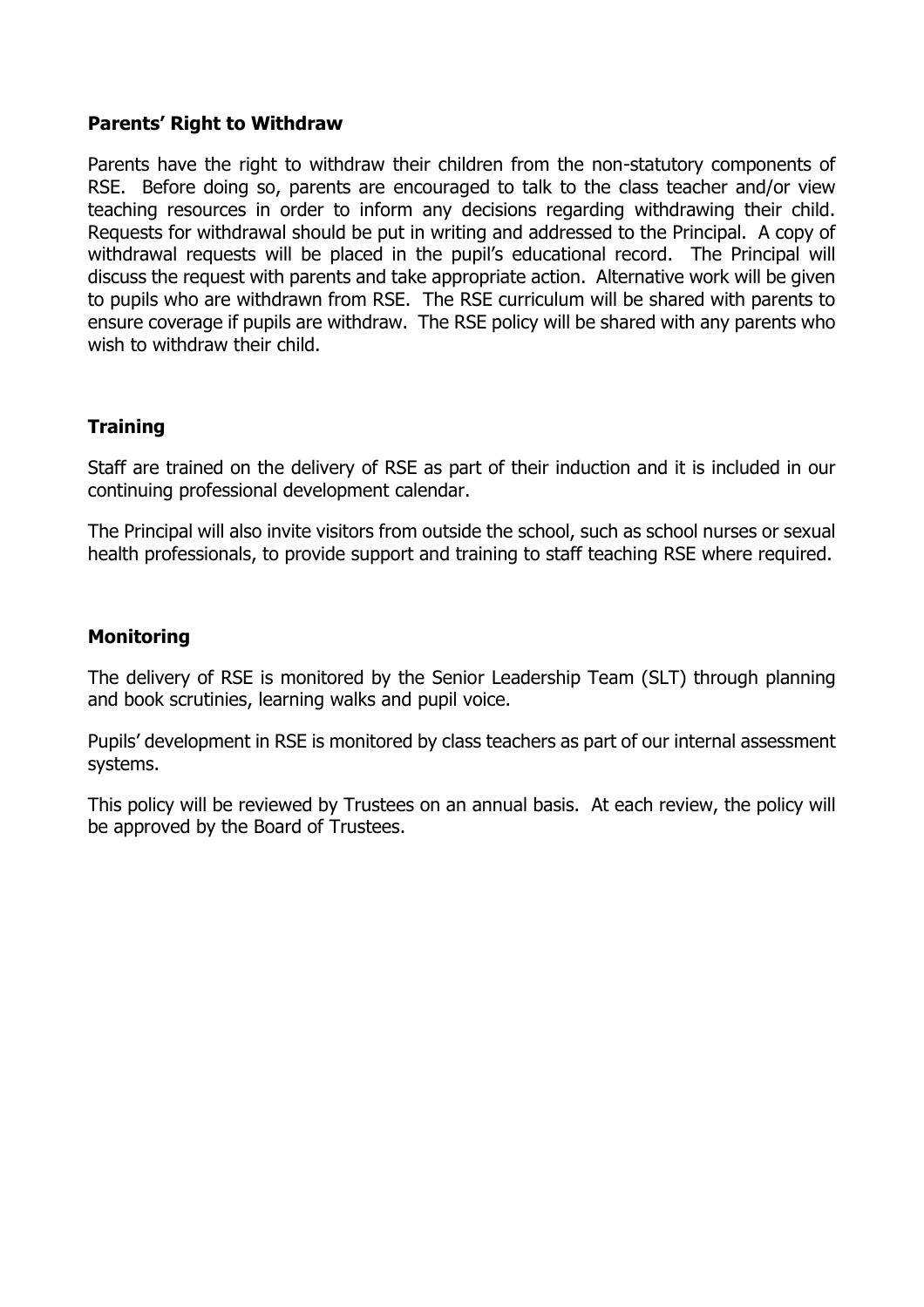**Parents' Right to Withdraw**

Parents have the right to withdraw their children from the non-statutory components of RSE. Before doing so, parents are encouraged to talk to the class teacher and/or view teaching resources in order to inform any decisions regarding withdrawing their child. Requests for withdrawal should be put in writing and addressed to the Principal. A copy of withdrawal requests will be placed in the pupil's educational record. The Principal will discuss the request with parents and take appropriate action. Alternative work will be given to pupils who are withdrawn from RSE. The RSE curriculum will be shared with parents to ensure coverage if pupils are withdraw. The RSE policy will be shared with any parents who wish to withdraw their child.

**Training**

Staff are trained on the delivery of RSE as part of their induction and it is included in our continuing professional development calendar.

The Principal will also invite visitors from outside the school, such as school nurses or sexual health professionals, to provide support and training to staff teaching RSE where required.

**Monitoring**

The delivery of RSE is monitored by the Senior Leadership Team (SLT) through planning and book scrutinies, learning walks and pupil voice.

Pupils' development in RSE is monitored by class teachers as part of our internal assessment systems.

This policy will be reviewed by Trustees on an annual basis. At each review, the policy will be approved by the Board of Trustees.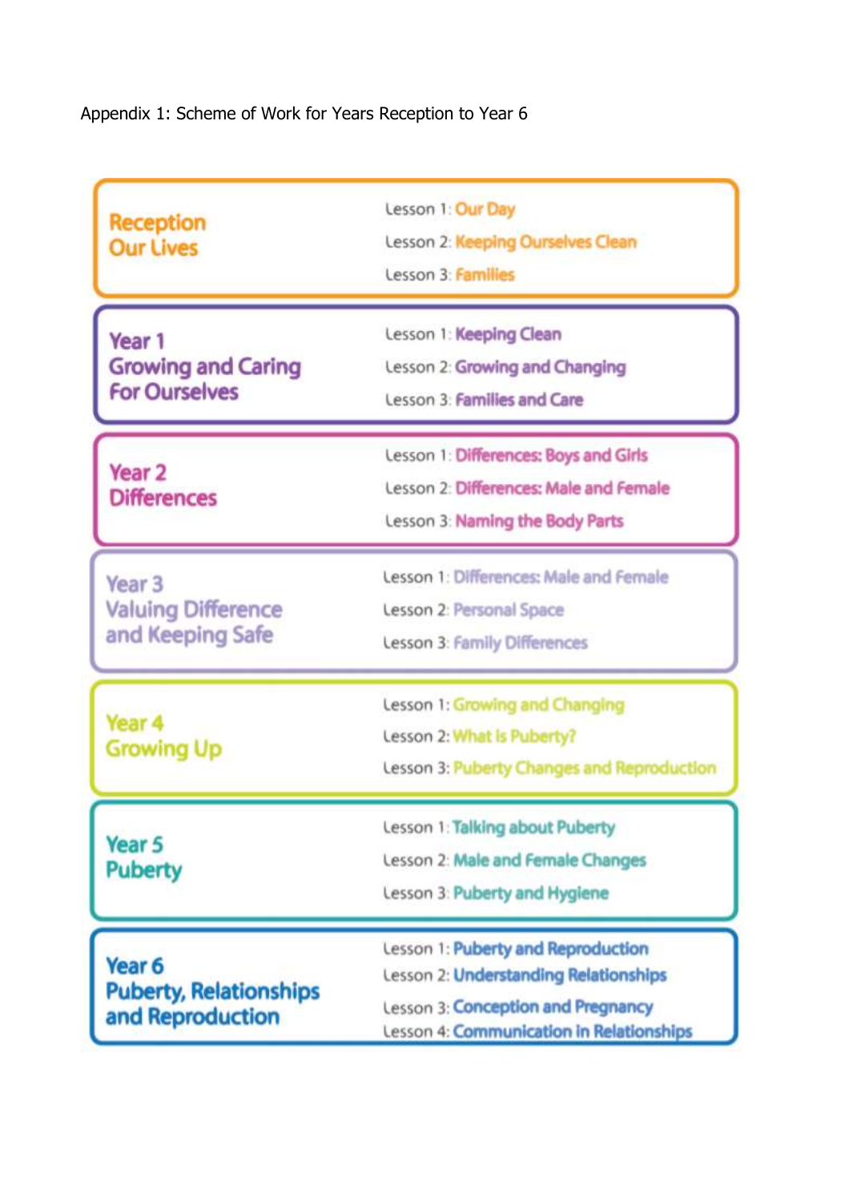Appendix 1: Scheme of Work for Years Reception to Year 6

| | |
|---|---|
| **Reception**<br>**Our Lives** | Lesson 1: Our Day<br>Lesson 2: Keeping Ourselves Clean<br>Lesson 3: Families |
| **Year 1**<br>**Growing and Caring For Ourselves** | Lesson 1: Keeping Clean<br>Lesson 2: Growing and Changing<br>Lesson 3: Families and Care |
| **Year 2**<br>**Differences** | Lesson 1: Differences: Boys and Girls<br>Lesson 2: Differences: Male and Female<br>Lesson 3: Naming the Body Parts |
| **Year 3**<br>**Valuing Difference and Keeping Safe** | Lesson 1: Differences: Male and Female<br>Lesson 2: Personal Space<br>Lesson 3: Family Differences |
| **Year 4**<br>**Growing Up** | Lesson 1: Growing and Changing<br>Lesson 2: What Is Puberty?<br>Lesson 3: Puberty Changes and Reproduction |
| **Year 5**<br>**Puberty** | Lesson 1: Talking about Puberty<br>Lesson 2: Male and Female Changes<br>Lesson 3: Puberty and Hygiene |
| **Year 6**<br>**Puberty, Relationships and Reproduction** | Lesson 1: Puberty and Reproduction<br>Lesson 2: Understanding Relationships<br>Lesson 3: Conception and Pregnancy<br>Lesson 4: Communication in Relationships |